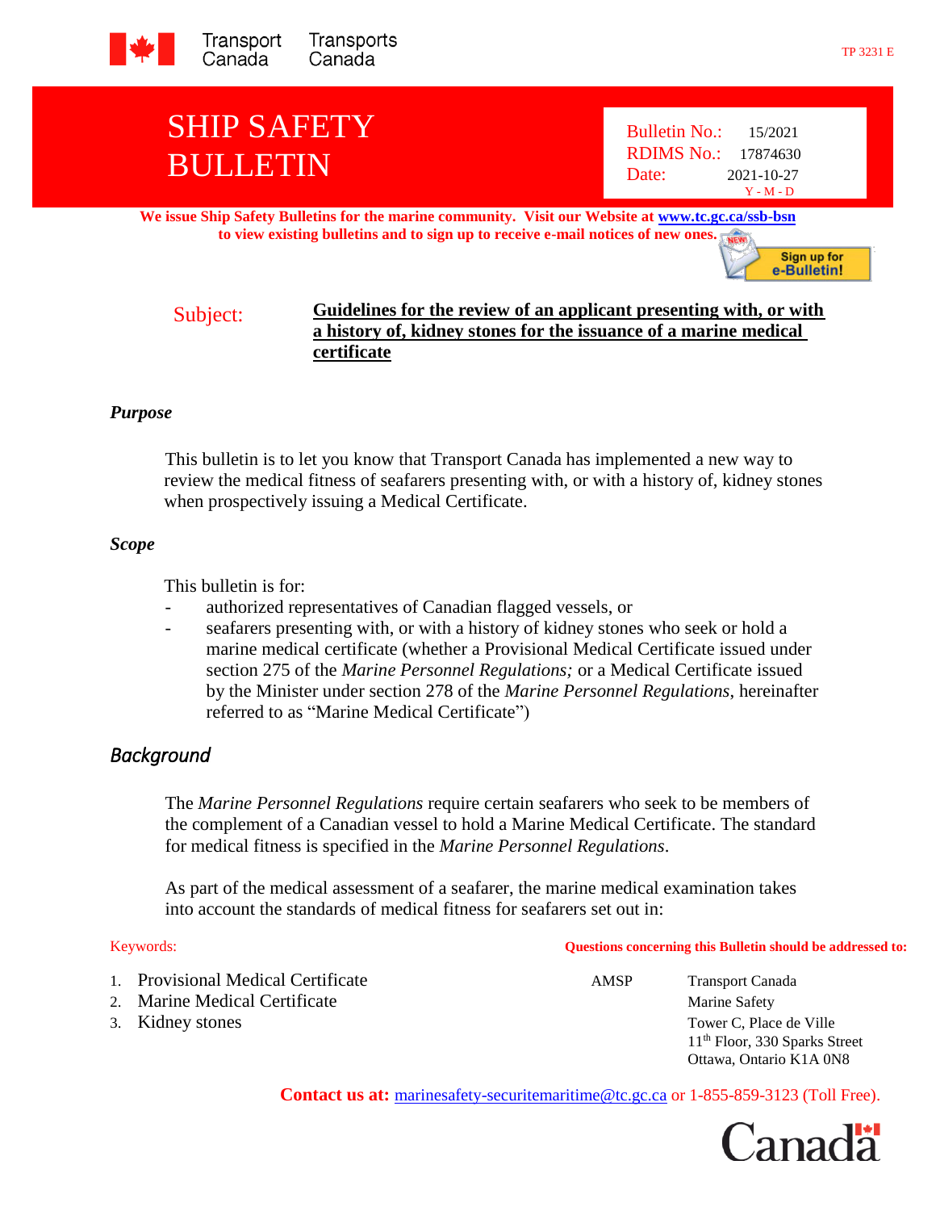Transport Canada Transports Canada

TP 3231 E

# SHIP SAFETY BULLETIN

Bulletin No.: 15/2021
RDIMS No.: 17874630
Date: 2021-10-27
Y - M - D

**We issue Ship Safety Bulletins for the marine community. Visit our Website at www.tc.gc.ca/ssb-bsn to view existing bulletins and to sign up to receive e-mail notices of new ones.**

Sign up for e-Bulletin!

Subject: **Guidelines for the review of an applicant presenting with, or with a history of, kidney stones for the issuance of a marine medical certificate**

### *Purpose*

This bulletin is to let you know that Transport Canada has implemented a new way to review the medical fitness of seafarers presenting with, or with a history of, kidney stones when prospectively issuing a Medical Certificate.

### *Scope*

This bulletin is for:

- authorized representatives of Canadian flagged vessels, or
- seafarers presenting with, or with a history of kidney stones who seek or hold a marine medical certificate (whether a Provisional Medical Certificate issued under section 275 of the *Marine Personnel Regulations;* or a Medical Certificate issued by the Minister under section 278 of the *Marine Personnel Regulations*, hereinafter referred to as "Marine Medical Certificate")

## *Background*

The *Marine Personnel Regulations* require certain seafarers who seek to be members of the complement of a Canadian vessel to hold a Marine Medical Certificate. The standard for medical fitness is specified in the *Marine Personnel Regulations*.

As part of the medical assessment of a seafarer, the marine medical examination takes into account the standards of medical fitness for seafarers set out in:

Keywords:

1. Provisional Medical Certificate
2. Marine Medical Certificate
3. Kidney stones

**Questions concerning this Bulletin should be addressed to:**

AMSP
Transport Canada
Marine Safety
Tower C, Place de Ville
11th Floor, 330 Sparks Street
Ottawa, Ontario K1A 0N8

**Contact us at:** marinesafety-securitemaritime@tc.gc.ca or 1-855-859-3123 (Toll Free).

Canada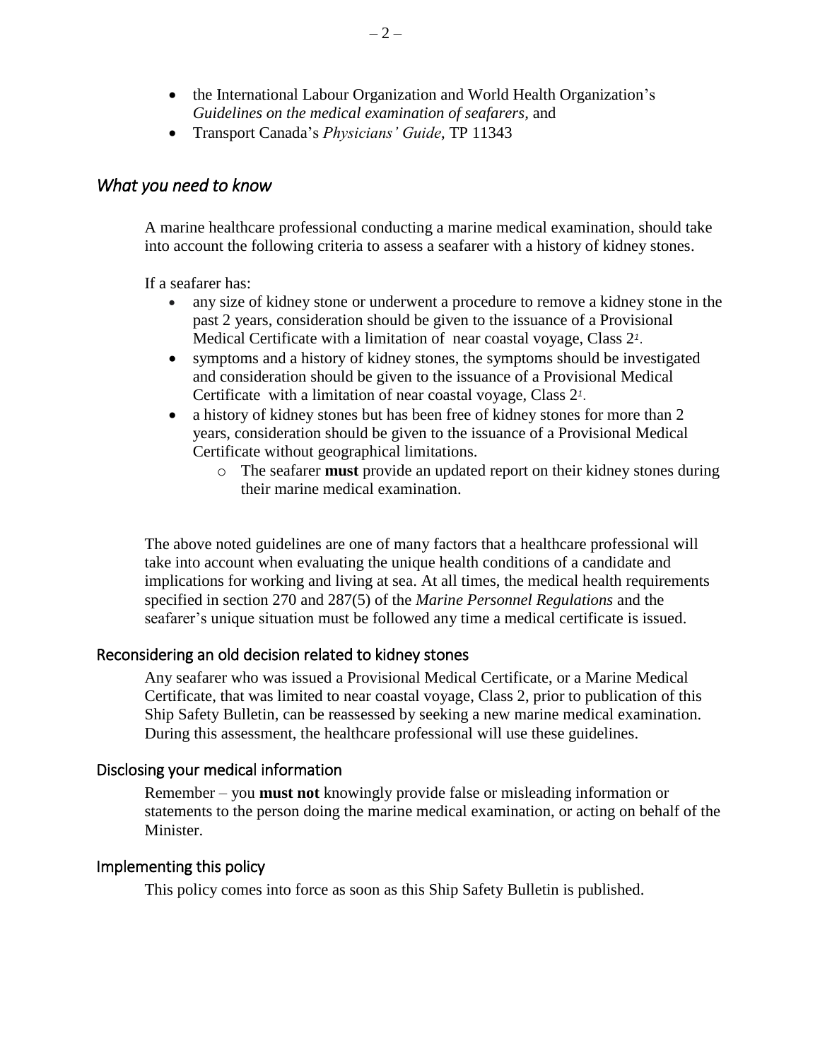- the International Labour Organization and World Health Organization's *Guidelines on the medical examination of seafarers,* and
- Transport Canada's *Physicians' Guide*, TP 11343

## *What you need to know*

A marine healthcare professional conducting a marine medical examination, should take into account the following criteria to assess a seafarer with a history of kidney stones.

If a seafarer has:

- any size of kidney stone or underwent a procedure to remove a kidney stone in the past 2 years, consideration should be given to the issuance of a Provisional Medical Certificate with a limitation of near coastal voyage, Class 2[1].
- symptoms and a history of kidney stones, the symptoms should be investigated and consideration should be given to the issuance of a Provisional Medical Certificate with a limitation of near coastal voyage, Class 2[1].
- a history of kidney stones but has been free of kidney stones for more than 2 years, consideration should be given to the issuance of a Provisional Medical Certificate without geographical limitations.
  - The seafarer **must** provide an updated report on their kidney stones during their marine medical examination.

The above noted guidelines are one of many factors that a healthcare professional will take into account when evaluating the unique health conditions of a candidate and implications for working and living at sea. At all times, the medical health requirements specified in section 270 and 287(5) of the *Marine Personnel Regulations* and the seafarer's unique situation must be followed any time a medical certificate is issued.

### Reconsidering an old decision related to kidney stones

Any seafarer who was issued a Provisional Medical Certificate, or a Marine Medical Certificate, that was limited to near coastal voyage, Class 2, prior to publication of this Ship Safety Bulletin, can be reassessed by seeking a new marine medical examination. During this assessment, the healthcare professional will use these guidelines.

### Disclosing your medical information

Remember – you **must not** knowingly provide false or misleading information or statements to the person doing the marine medical examination, or acting on behalf of the Minister.

### Implementing this policy

This policy comes into force as soon as this Ship Safety Bulletin is published.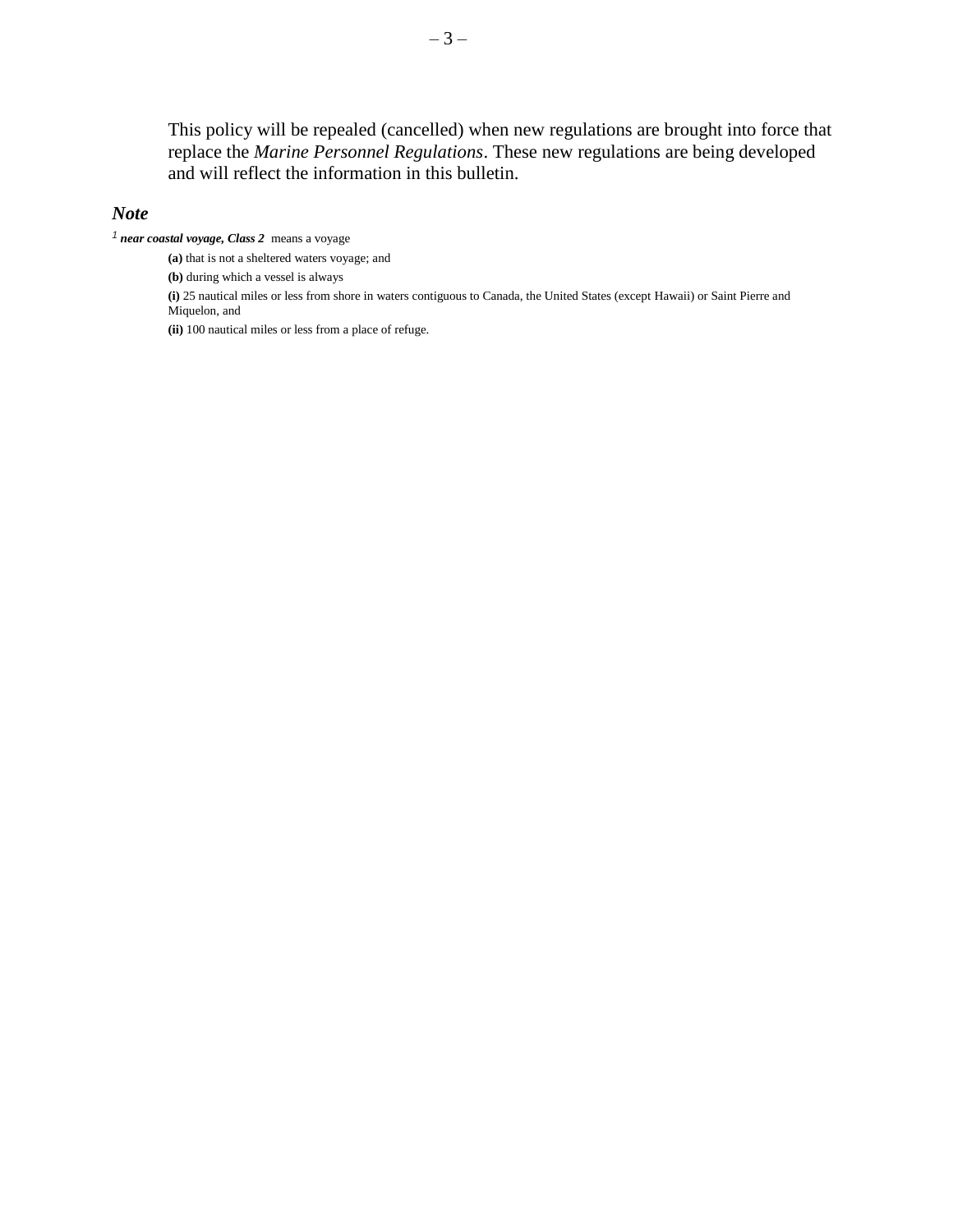This policy will be repealed (cancelled) when new regulations are brought into force that replace the *Marine Personnel Regulations*. These new regulations are being developed and will reflect the information in this bulletin.

### *Note*

[1] ***near coastal voyage, Class 2*** means a voyage

**(a)** that is not a sheltered waters voyage; and

**(b)** during which a vessel is always

**(i)** 25 nautical miles or less from shore in waters contiguous to Canada, the United States (except Hawaii) or Saint Pierre and Miquelon, and

**(ii)** 100 nautical miles or less from a place of refuge.